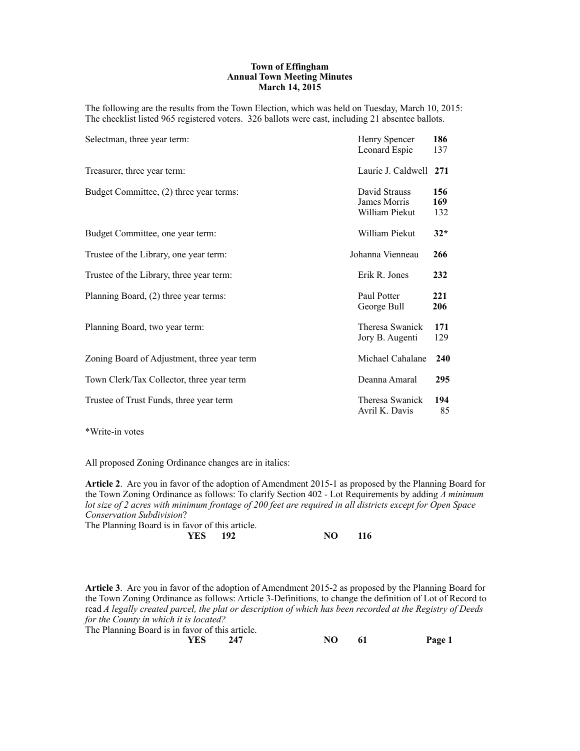**Town of Effingham**
**Annual Town Meeting Minutes**
**March 14, 2015**

The following are the results from the Town Election, which was held on Tuesday, March 10, 2015:
The checklist listed 965 registered voters. 326 ballots were cast, including 21 absentee ballots.

| Office | Candidate | Votes |
|---|---|---|
| Selectman, three year term: | Henry Spencer | **186** |
| | Leonard Espie | 137 |
| Treasurer, three year term: | Laurie J. Caldwell | **271** |
| Budget Committee, (2) three year terms: | David Strauss | **156** |
| | James Morris | **169** |
| | William Piekut | 132 |
| Budget Committee, one year term: | William Piekut | **32*** |
| Trustee of the Library, one year term: | Johanna Vienneau | **266** |
| Trustee of the Library, three year term: | Erik R. Jones | **232** |
| Planning Board, (2) three year terms: | Paul Potter | **221** |
| | George Bull | **206** |
| Planning Board, two year term: | Theresa Swanick | **171** |
| | Jory B. Augenti | 129 |
| Zoning Board of Adjustment, three year term | Michael Cahalane | **240** |
| Town Clerk/Tax Collector, three year term | Deanna Amaral | **295** |
| Trustee of Trust Funds, three year term | Theresa Swanick | **194** |
| | Avril K. Davis | 85 |

*Write-in votes

All proposed Zoning Ordinance changes are in italics:

**Article 2**. Are you in favor of the adoption of Amendment 2015-1 as proposed by the Planning Board for the Town Zoning Ordinance as follows: To clarify Section 402 - Lot Requirements by adding *A minimum lot size of 2 acres with minimum frontage of 200 feet are required in all districts except for Open Space Conservation Subdivision*?
The Planning Board is in favor of this article.

**YES 192** **NO 116**

**Article 3**. Are you in favor of the adoption of Amendment 2015-2 as proposed by the Planning Board for the Town Zoning Ordinance as follows: Article 3-Definitions, to change the definition of Lot of Record to read *A legally created parcel, the plat or description of which has been recorded at the Registry of Deeds for the County in which it is located?*
The Planning Board is in favor of this article.

**YES 247** **NO 61**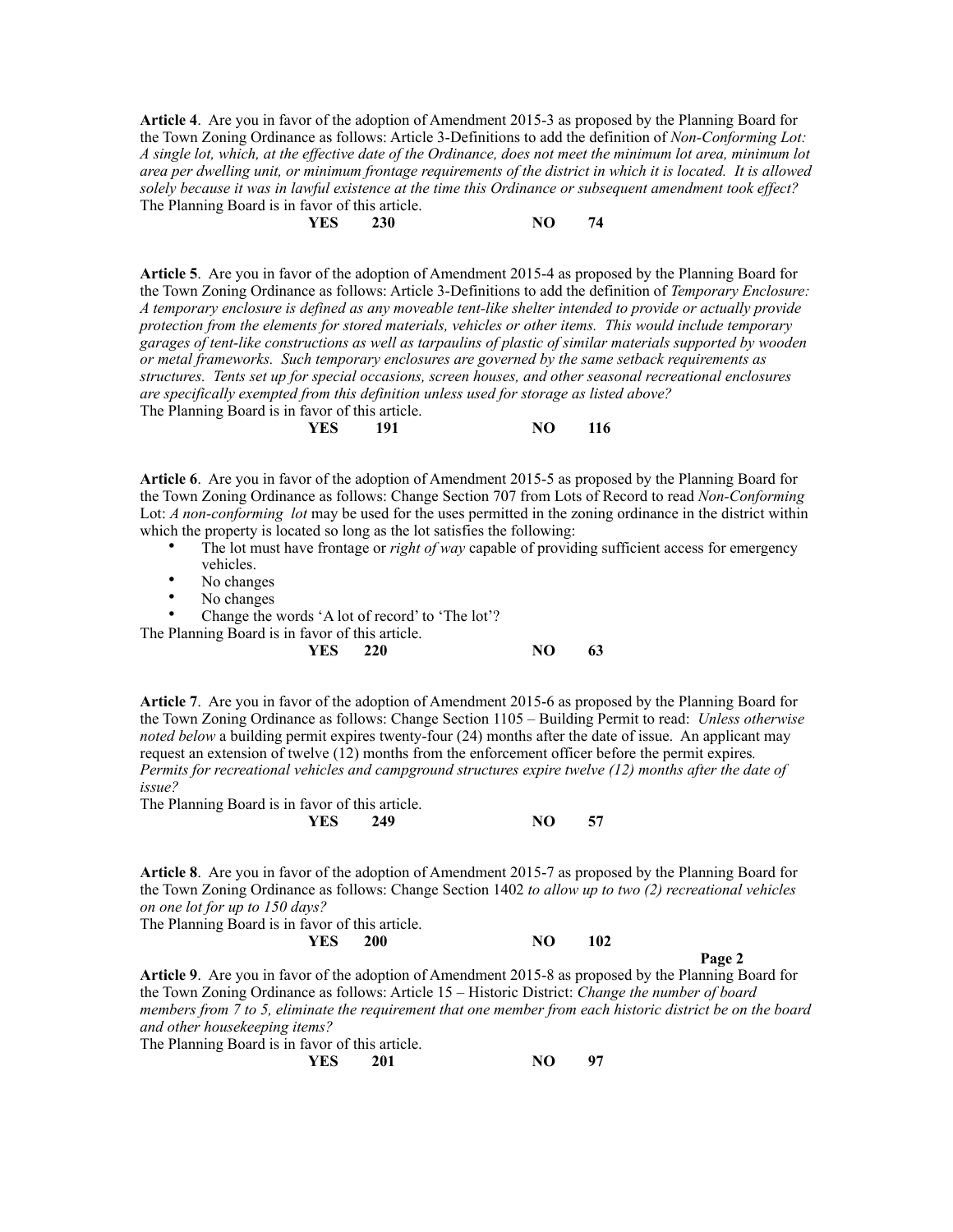**Article 4**. Are you in favor of the adoption of Amendment 2015-3 as proposed by the Planning Board for the Town Zoning Ordinance as follows: Article 3-Definitions to add the definition of *Non-Conforming Lot: A single lot, which, at the effective date of the Ordinance, does not meet the minimum lot area, minimum lot area per dwelling unit, or minimum frontage requirements of the district in which it is located. It is allowed solely because it was in lawful existence at the time this Ordinance or subsequent amendment took effect?*
The Planning Board is in favor of this article.

**YES 230 NO 74**

**Article 5**. Are you in favor of the adoption of Amendment 2015-4 as proposed by the Planning Board for the Town Zoning Ordinance as follows: Article 3-Definitions to add the definition of *Temporary Enclosure: A temporary enclosure is defined as any moveable tent-like shelter intended to provide or actually provide protection from the elements for stored materials, vehicles or other items. This would include temporary garages of tent-like constructions as well as tarpaulins of plastic of similar materials supported by wooden or metal frameworks. Such temporary enclosures are governed by the same setback requirements as structures. Tents set up for special occasions, screen houses, and other seasonal recreational enclosures are specifically exempted from this definition unless used for storage as listed above?*
The Planning Board is in favor of this article.

**YES 191 NO 116**

**Article 6**. Are you in favor of the adoption of Amendment 2015-5 as proposed by the Planning Board for the Town Zoning Ordinance as follows: Change Section 707 from Lots of Record to read *Non-Conforming* Lot: *A non-conforming lot* may be used for the uses permitted in the zoning ordinance in the district within which the property is located so long as the lot satisfies the following:

- The lot must have frontage or *right of way* capable of providing sufficient access for emergency vehicles.
- No changes
- No changes
- Change the words 'A lot of record' to 'The lot'?

The Planning Board is in favor of this article.

**YES 220 NO 63**

**Article 7**. Are you in favor of the adoption of Amendment 2015-6 as proposed by the Planning Board for the Town Zoning Ordinance as follows: Change Section 1105 – Building Permit to read: *Unless otherwise noted below* a building permit expires twenty-four (24) months after the date of issue. An applicant may request an extension of twelve (12) months from the enforcement officer before the permit expires. *Permits for recreational vehicles and campground structures expire twelve (12) months after the date of issue?*
The Planning Board is in favor of this article.

**YES 249 NO 57**

**Article 8**. Are you in favor of the adoption of Amendment 2015-7 as proposed by the Planning Board for the Town Zoning Ordinance as follows: Change Section 1402 *to allow up to two (2) recreational vehicles on one lot for up to 150 days?*
The Planning Board is in favor of this article.

**YES 200 NO 102**

**Article 9**. Are you in favor of the adoption of Amendment 2015-8 as proposed by the Planning Board for the Town Zoning Ordinance as follows: Article 15 – Historic District: *Change the number of board members from 7 to 5, eliminate the requirement that one member from each historic district be on the board and other housekeeping items?*
The Planning Board is in favor of this article.

**YES 201 NO 97**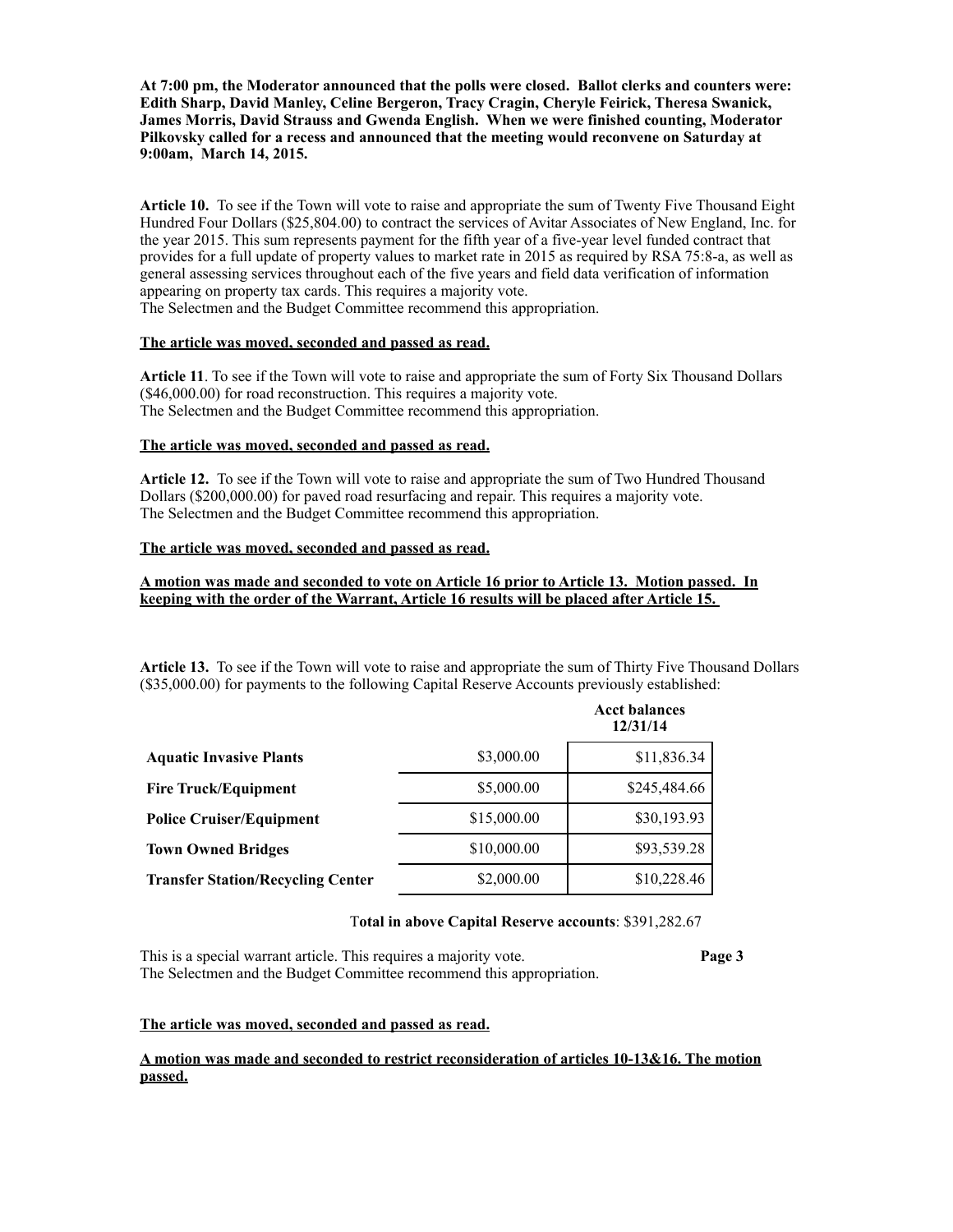**At 7:00 pm, the Moderator announced that the polls were closed. Ballot clerks and counters were: Edith Sharp, David Manley, Celine Bergeron, Tracy Cragin, Cheryle Feirick, Theresa Swanick, James Morris, David Strauss and Gwenda English. When we were finished counting, Moderator Pilkovsky called for a recess and announced that the meeting would reconvene on Saturday at 9:00am, March 14, 2015.**

**Article 10.** To see if the Town will vote to raise and appropriate the sum of Twenty Five Thousand Eight Hundred Four Dollars ($25,804.00) to contract the services of Avitar Associates of New England, Inc. for the year 2015. This sum represents payment for the fifth year of a five-year level funded contract that provides for a full update of property values to market rate in 2015 as required by RSA 75:8-a, as well as general assessing services throughout each of the five years and field data verification of information appearing on property tax cards. This requires a majority vote.
The Selectmen and the Budget Committee recommend this appropriation.

**The article was moved, seconded and passed as read.**

**Article 11**. To see if the Town will vote to raise and appropriate the sum of Forty Six Thousand Dollars ($46,000.00) for road reconstruction. This requires a majority vote.
The Selectmen and the Budget Committee recommend this appropriation.

**The article was moved, seconded and passed as read.**

**Article 12.** To see if the Town will vote to raise and appropriate the sum of Two Hundred Thousand Dollars ($200,000.00) for paved road resurfacing and repair. This requires a majority vote.
The Selectmen and the Budget Committee recommend this appropriation.

**The article was moved, seconded and passed as read.**

**A motion was made and seconded to vote on Article 16 prior to Article 13. Motion passed. In keeping with the order of the Warrant, Article 16 results will be placed after Article 15.**

**Article 13.** To see if the Town will vote to raise and appropriate the sum of Thirty Five Thousand Dollars ($35,000.00) for payments to the following Capital Reserve Accounts previously established:

| | | Acct balances 12/31/14 |
|---|---|---|
| **Aquatic Invasive Plants** | $3,000.00 | $11,836.34 |
| **Fire Truck/Equipment** | $5,000.00 | $245,484.66 |
| **Police Cruiser/Equipment** | $15,000.00 | $30,193.93 |
| **Town Owned Bridges** | $10,000.00 | $93,539.28 |
| **Transfer Station/Recycling Center** | $2,000.00 | $10,228.46 |

**Total in above Capital Reserve accounts**: $391,282.67

This is a special warrant article. This requires a majority vote.
The Selectmen and the Budget Committee recommend this appropriation.

**The article was moved, seconded and passed as read.**

**A motion was made and seconded to restrict reconsideration of articles 10-13&16. The motion passed.**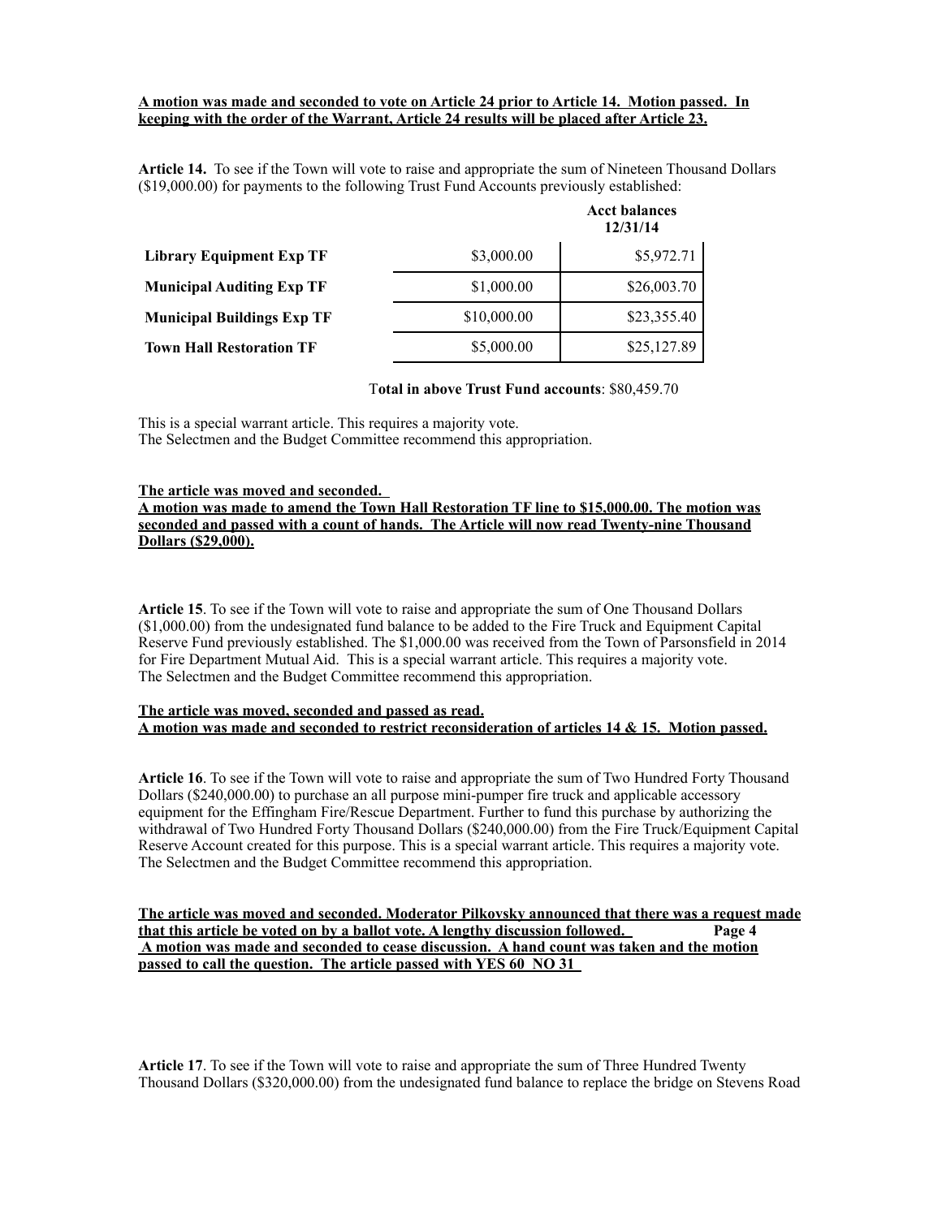**A motion was made and seconded to vote on Article 24 prior to Article 14. Motion passed. In keeping with the order of the Warrant, Article 24 results will be placed after Article 23.**

**Article 14.** To see if the Town will vote to raise and appropriate the sum of Nineteen Thousand Dollars ($19,000.00) for payments to the following Trust Fund Accounts previously established:

| | | Acct balances 12/31/14 |
|---|---|---|
| **Library Equipment Exp TF** | $3,000.00 | $5,972.71 |
| **Municipal Auditing Exp TF** | $1,000.00 | $26,003.70 |
| **Municipal Buildings Exp TF** | $10,000.00 | $23,355.40 |
| **Town Hall Restoration TF** | $5,000.00 | $25,127.89 |

**Total in above Trust Fund accounts**: $80,459.70

This is a special warrant article. This requires a majority vote.
The Selectmen and the Budget Committee recommend this appropriation.

**The article was moved and seconded.**
**A motion was made to amend the Town Hall Restoration TF line to $15,000.00. The motion was seconded and passed with a count of hands. The Article will now read Twenty-nine Thousand Dollars ($29,000).**

**Article 15**. To see if the Town will vote to raise and appropriate the sum of One Thousand Dollars ($1,000.00) from the undesignated fund balance to be added to the Fire Truck and Equipment Capital Reserve Fund previously established. The $1,000.00 was received from the Town of Parsonsfield in 2014 for Fire Department Mutual Aid. This is a special warrant article. This requires a majority vote.
The Selectmen and the Budget Committee recommend this appropriation.

**The article was moved, seconded and passed as read.**
**A motion was made and seconded to restrict reconsideration of articles 14 & 15. Motion passed.**

**Article 16**. To see if the Town will vote to raise and appropriate the sum of Two Hundred Forty Thousand Dollars ($240,000.00) to purchase an all purpose mini-pumper fire truck and applicable accessory equipment for the Effingham Fire/Rescue Department. Further to fund this purchase by authorizing the withdrawal of Two Hundred Forty Thousand Dollars ($240,000.00) from the Fire Truck/Equipment Capital Reserve Account created for this purpose. This is a special warrant article. This requires a majority vote.
The Selectmen and the Budget Committee recommend this appropriation.

**The article was moved and seconded. Moderator Pilkovsky announced that there was a request made that this article be voted on by a ballot vote. A lengthy discussion followed.**
**A motion was made and seconded to cease discussion. A hand count was taken and the motion passed to call the question. The article passed with YES 60 NO 31**

**Article 17**. To see if the Town will vote to raise and appropriate the sum of Three Hundred Twenty Thousand Dollars ($320,000.00) from the undesignated fund balance to replace the bridge on Stevens Road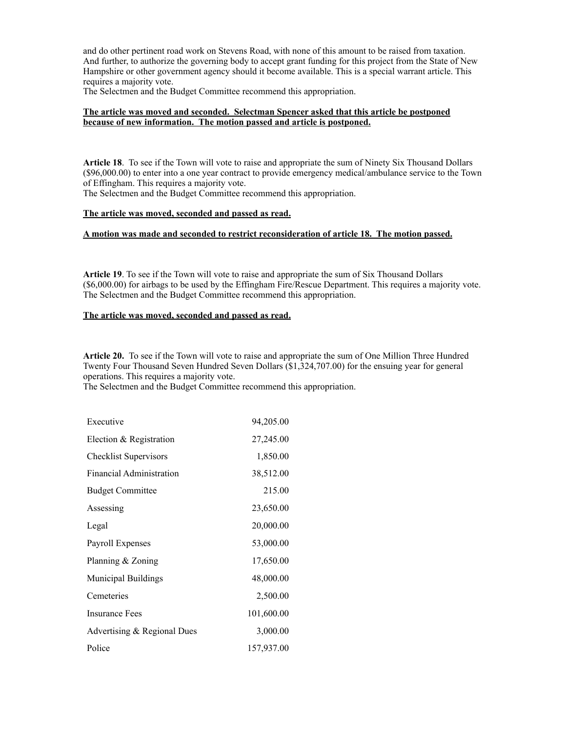and do other pertinent road work on Stevens Road, with none of this amount to be raised from taxation. And further, to authorize the governing body to accept grant funding for this project from the State of New Hampshire or other government agency should it become available. This is a special warrant article. This requires a majority vote.
The Selectmen and the Budget Committee recommend this appropriation.

**The article was moved and seconded. Selectman Spencer asked that this article be postponed because of new information. The motion passed and article is postponed.**

**Article 18**. To see if the Town will vote to raise and appropriate the sum of Ninety Six Thousand Dollars ($96,000.00) to enter into a one year contract to provide emergency medical/ambulance service to the Town of Effingham. This requires a majority vote.
The Selectmen and the Budget Committee recommend this appropriation.

**The article was moved, seconded and passed as read.**

**A motion was made and seconded to restrict reconsideration of article 18. The motion passed.**

**Article 19**. To see if the Town will vote to raise and appropriate the sum of Six Thousand Dollars ($6,000.00) for airbags to be used by the Effingham Fire/Rescue Department. This requires a majority vote.
The Selectmen and the Budget Committee recommend this appropriation.

**The article was moved, seconded and passed as read.**

**Article 20.** To see if the Town will vote to raise and appropriate the sum of One Million Three Hundred Twenty Four Thousand Seven Hundred Seven Dollars ($1,324,707.00) for the ensuing year for general operations. This requires a majority vote.
The Selectmen and the Budget Committee recommend this appropriation.

| | |
|---|---|
| Executive | 94,205.00 |
| Election & Registration | 27,245.00 |
| Checklist Supervisors | 1,850.00 |
| Financial Administration | 38,512.00 |
| Budget Committee | 215.00 |
| Assessing | 23,650.00 |
| Legal | 20,000.00 |
| Payroll Expenses | 53,000.00 |
| Planning & Zoning | 17,650.00 |
| Municipal Buildings | 48,000.00 |
| Cemeteries | 2,500.00 |
| Insurance Fees | 101,600.00 |
| Advertising & Regional Dues | 3,000.00 |
| Police | 157,937.00 |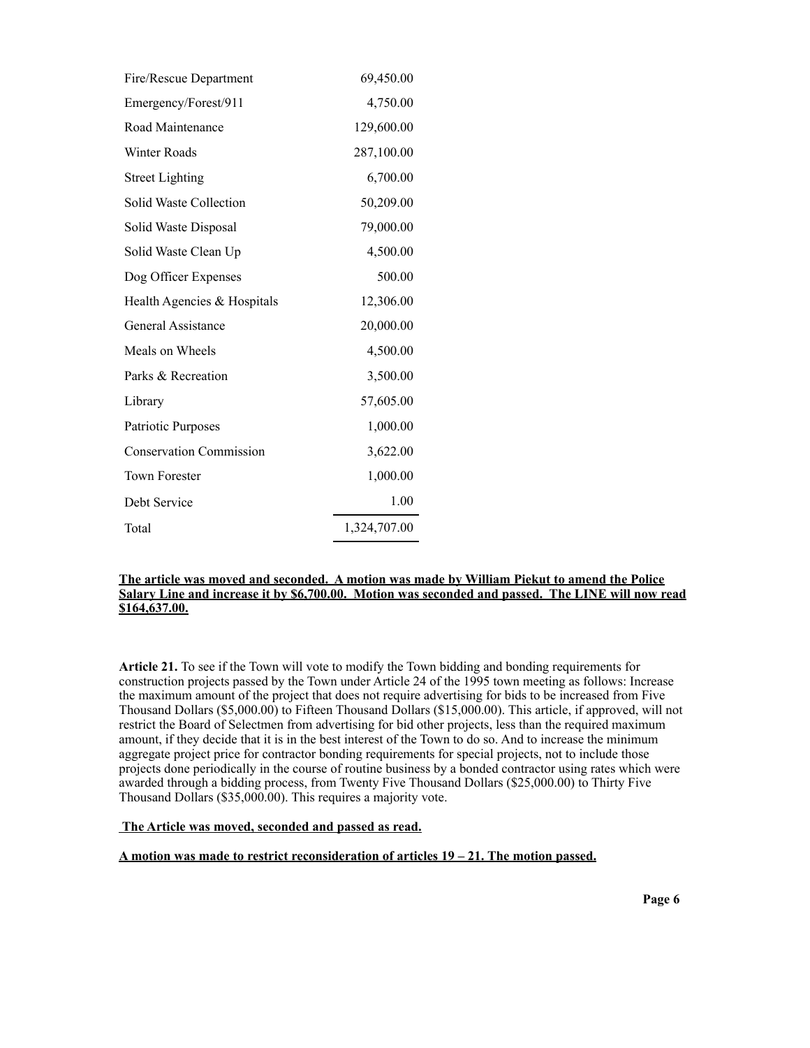| | |
|---|---|
| Fire/Rescue Department | 69,450.00 |
| Emergency/Forest/911 | 4,750.00 |
| Road Maintenance | 129,600.00 |
| Winter Roads | 287,100.00 |
| Street Lighting | 6,700.00 |
| Solid Waste Collection | 50,209.00 |
| Solid Waste Disposal | 79,000.00 |
| Solid Waste Clean Up | 4,500.00 |
| Dog Officer Expenses | 500.00 |
| Health Agencies & Hospitals | 12,306.00 |
| General Assistance | 20,000.00 |
| Meals on Wheels | 4,500.00 |
| Parks & Recreation | 3,500.00 |
| Library | 57,605.00 |
| Patriotic Purposes | 1,000.00 |
| Conservation Commission | 3,622.00 |
| Town Forester | 1,000.00 |
| Debt Service | 1.00 |
| Total | 1,324,707.00 |

**The article was moved and seconded. A motion was made by William Piekut to amend the Police Salary Line and increase it by $6,700.00. Motion was seconded and passed. The LINE will now read $164,637.00.**

**Article 21.** To see if the Town will vote to modify the Town bidding and bonding requirements for construction projects passed by the Town under Article 24 of the 1995 town meeting as follows: Increase the maximum amount of the project that does not require advertising for bids to be increased from Five Thousand Dollars ($5,000.00) to Fifteen Thousand Dollars ($15,000.00). This article, if approved, will not restrict the Board of Selectmen from advertising for bid other projects, less than the required maximum amount, if they decide that it is in the best interest of the Town to do so. And to increase the minimum aggregate project price for contractor bonding requirements for special projects, not to include those projects done periodically in the course of routine business by a bonded contractor using rates which were awarded through a bidding process, from Twenty Five Thousand Dollars ($25,000.00) to Thirty Five Thousand Dollars ($35,000.00). This requires a majority vote.

**The Article was moved, seconded and passed as read.**

**A motion was made to restrict reconsideration of articles 19 – 21. The motion passed.**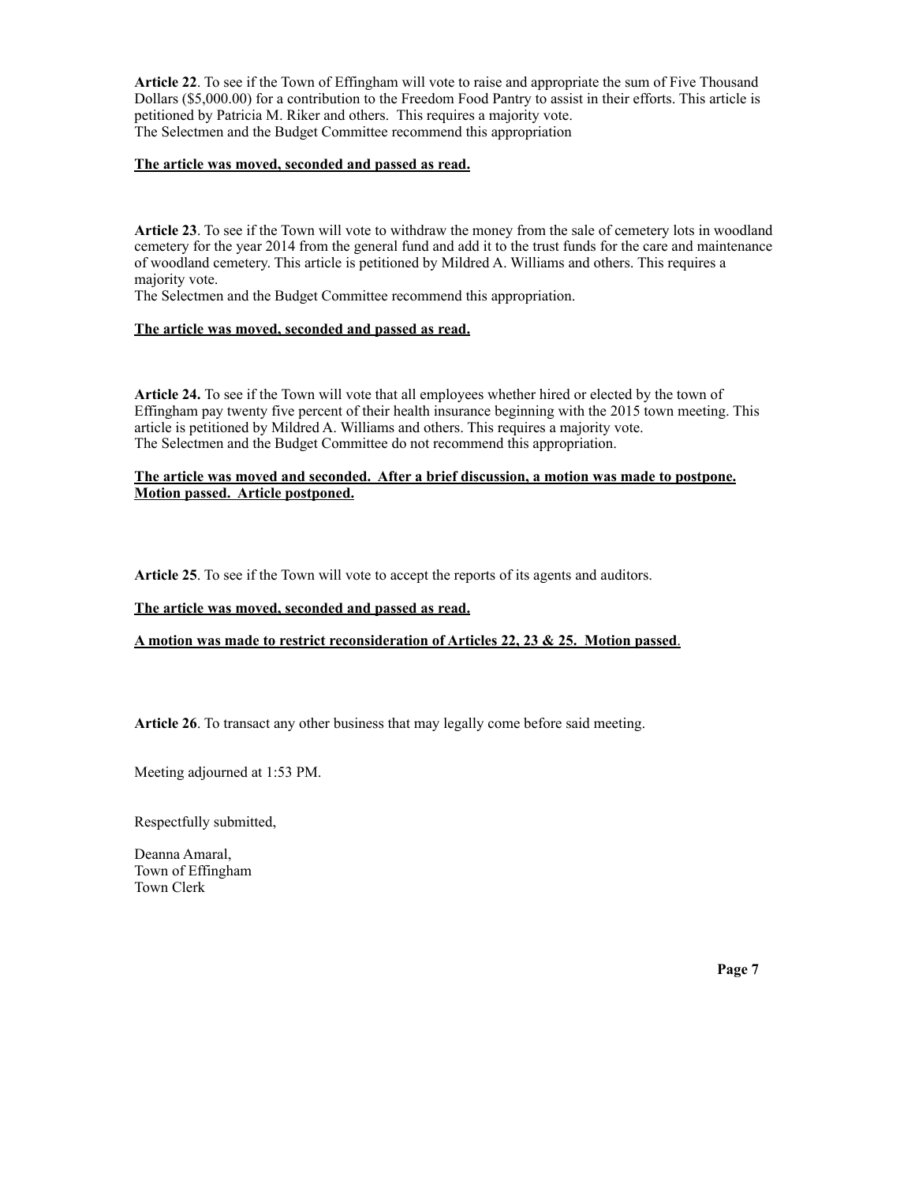**Article 22**. To see if the Town of Effingham will vote to raise and appropriate the sum of Five Thousand Dollars ($5,000.00) for a contribution to the Freedom Food Pantry to assist in their efforts. This article is petitioned by Patricia M. Riker and others. This requires a majority vote.
The Selectmen and the Budget Committee recommend this appropriation

**The article was moved, seconded and passed as read.**

**Article 23**. To see if the Town will vote to withdraw the money from the sale of cemetery lots in woodland cemetery for the year 2014 from the general fund and add it to the trust funds for the care and maintenance of woodland cemetery. This article is petitioned by Mildred A. Williams and others. This requires a majority vote.
The Selectmen and the Budget Committee recommend this appropriation.

**The article was moved, seconded and passed as read.**

**Article 24.** To see if the Town will vote that all employees whether hired or elected by the town of Effingham pay twenty five percent of their health insurance beginning with the 2015 town meeting. This article is petitioned by Mildred A. Williams and others. This requires a majority vote.
The Selectmen and the Budget Committee do not recommend this appropriation.

**The article was moved and seconded. After a brief discussion, a motion was made to postpone. Motion passed. Article postponed.**

**Article 25**. To see if the Town will vote to accept the reports of its agents and auditors.

**The article was moved, seconded and passed as read.**

**A motion was made to restrict reconsideration of Articles 22, 23 & 25. Motion passed**.

**Article 26**. To transact any other business that may legally come before said meeting.

Meeting adjourned at 1:53 PM.

Respectfully submitted,

Deanna Amaral,
Town of Effingham
Town Clerk